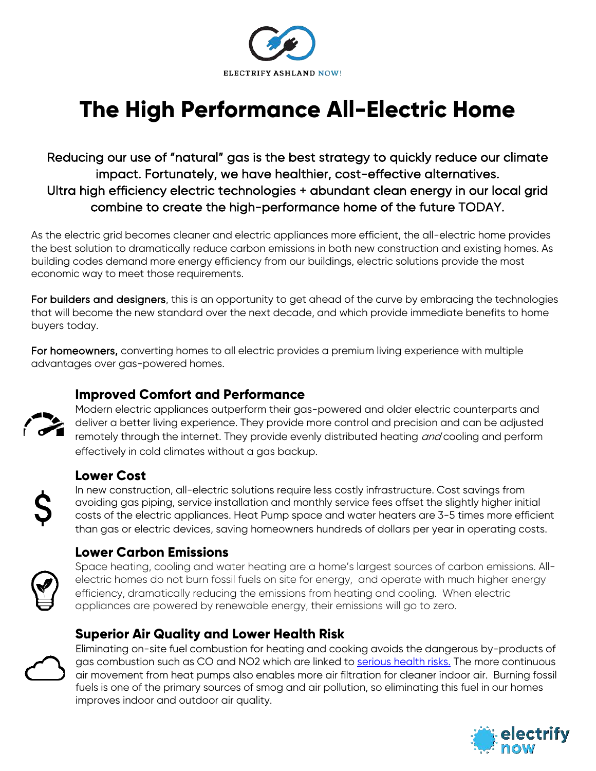ELECTRIFY ASHLAND NOW!

# The High Performance All-Electric Home

Reducing our use of "natural" gas is the best strategy to quickly reduce our climate impact. Fortunately, we have healthier, cost-effective alternatives.
Ultra high efficiency electric technologies + abundant clean energy in our local grid combine to create the high-performance home of the future TODAY.

As the electric grid becomes cleaner and electric appliances more efficient, the all-electric home provides the best solution to dramatically reduce carbon emissions in both new construction and existing homes. As building codes demand more energy efficiency from our buildings, electric solutions provide the most economic way to meet those requirements.

For builders and designers, this is an opportunity to get ahead of the curve by embracing the technologies that will become the new standard over the next decade, and which provide immediate benefits to home buyers today.

For homeowners, converting homes to all electric provides a premium living experience with multiple advantages over gas-powered homes.

## Improved Comfort and Performance

Modern electric appliances outperform their gas-powered and older electric counterparts and deliver a better living experience. They provide more control and precision and can be adjusted remotely through the internet. They provide evenly distributed heating *and* cooling and perform effectively in cold climates without a gas backup.

## Lower Cost

In new construction, all-electric solutions require less costly infrastructure. Cost savings from avoiding gas piping, service installation and monthly service fees offset the slightly higher initial costs of the electric appliances. Heat Pump space and water heaters are 3-5 times more efficient than gas or electric devices, saving homeowners hundreds of dollars per year in operating costs.

## Lower Carbon Emissions

Space heating, cooling and water heating are a home's largest sources of carbon emissions. All-electric homes do not burn fossil fuels on site for energy, and operate with much higher energy efficiency, dramatically reducing the emissions from heating and cooling. When electric appliances are powered by renewable energy, their emissions will go to zero.

## Superior Air Quality and Lower Health Risk

Eliminating on-site fuel combustion for heating and cooking avoids the dangerous by-products of gas combustion such as CO and NO2 which are linked to serious health risks. The more continuous air movement from heat pumps also enables more air filtration for cleaner indoor air. Burning fossil fuels is one of the primary sources of smog and air pollution, so eliminating this fuel in our homes improves indoor and outdoor air quality.

electrify now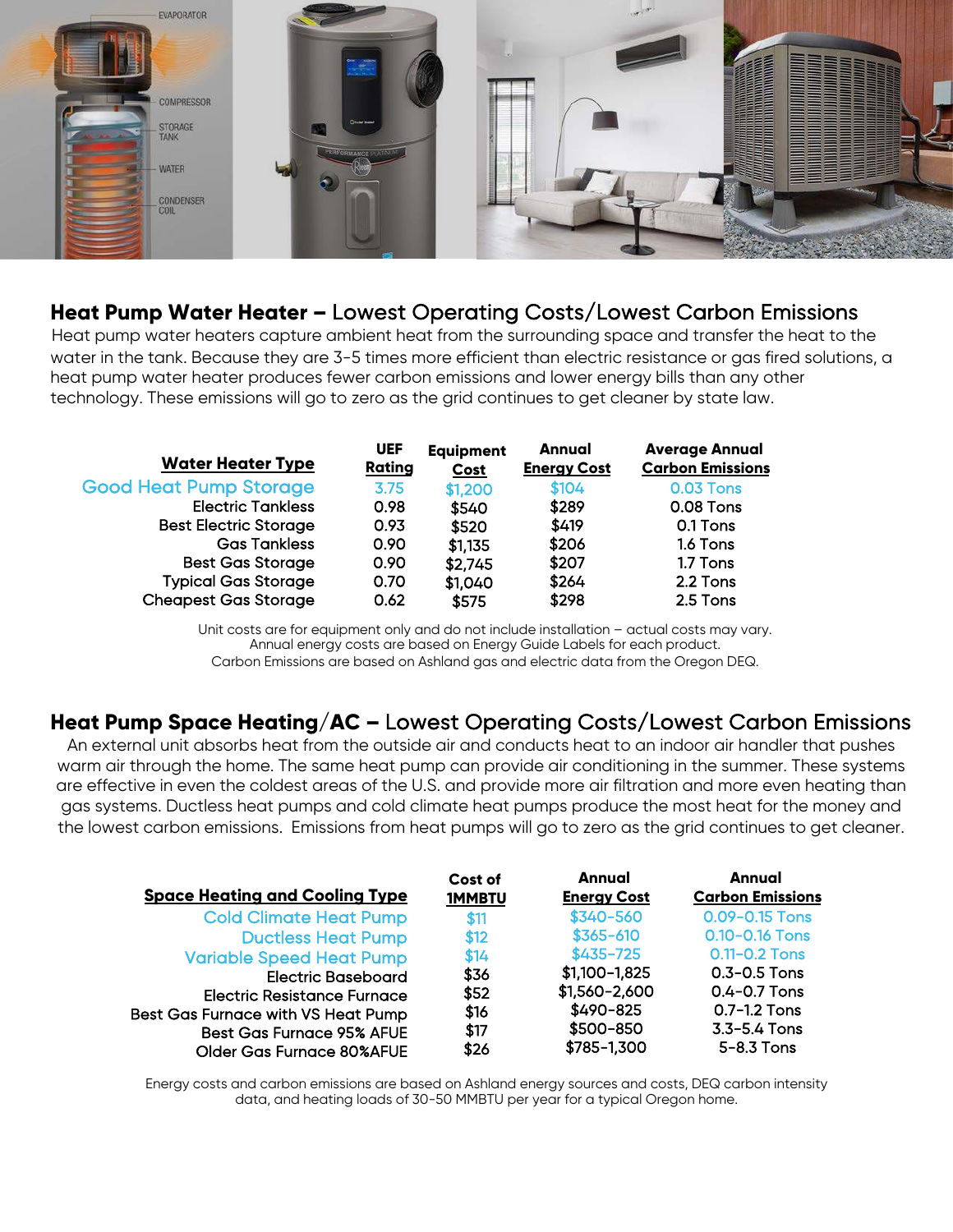## **Heat Pump Water Heater –** Lowest Operating Costs/Lowest Carbon Emissions

Heat pump water heaters capture ambient heat from the surrounding space and transfer the heat to the water in the tank. Because they are 3-5 times more efficient than electric resistance or gas fired solutions, a heat pump water heater produces fewer carbon emissions and lower energy bills than any other technology. These emissions will go to zero as the grid continues to get cleaner by state law.

| Water Heater Type | UEF Rating | Equipment Cost | Annual Energy Cost | Average Annual Carbon Emissions |
|---|---|---|---|---|
| Good Heat Pump Storage | 3.75 | $1,200 | $104 | 0.03 Tons |
| Electric Tankless | 0.98 | $540 | $289 | 0.08 Tons |
| Best Electric Storage | 0.93 | $520 | $419 | 0.1 Tons |
| Gas Tankless | 0.90 | $1,135 | $206 | 1.6 Tons |
| Best Gas Storage | 0.90 | $2,745 | $207 | 1.7 Tons |
| Typical Gas Storage | 0.70 | $1,040 | $264 | 2.2 Tons |
| Cheapest Gas Storage | 0.62 | $575 | $298 | 2.5 Tons |

Unit costs are for equipment only and do not include installation – actual costs may vary.
Annual energy costs are based on Energy Guide Labels for each product.
Carbon Emissions are based on Ashland gas and electric data from the Oregon DEQ.

## **Heat Pump Space Heating/AC –** Lowest Operating Costs/Lowest Carbon Emissions

An external unit absorbs heat from the outside air and conducts heat to an indoor air handler that pushes warm air through the home. The same heat pump can provide air conditioning in the summer. These systems are effective in even the coldest areas of the U.S. and provide more air filtration and more even heating than gas systems. Ductless heat pumps and cold climate heat pumps produce the most heat for the money and the lowest carbon emissions. Emissions from heat pumps will go to zero as the grid continues to get cleaner.

| Space Heating and Cooling Type | Cost of 1MMBTU | Annual Energy Cost | Annual Carbon Emissions |
|---|---|---|---|
| Cold Climate Heat Pump | $11 | $340-560 | 0.09-0.15 Tons |
| Ductless Heat Pump | $12 | $365-610 | 0.10-0.16 Tons |
| Variable Speed Heat Pump | $14 | $435-725 | 0.11-0.2 Tons |
| Electric Baseboard | $36 | $1,100-1,825 | 0.3-0.5 Tons |
| Electric Resistance Furnace | $52 | $1,560-2,600 | 0.4-0.7 Tons |
| Best Gas Furnace with VS Heat Pump | $16 | $490-825 | 0.7-1.2 Tons |
| Best Gas Furnace 95% AFUE | $17 | $500-850 | 3.3-5.4 Tons |
| Older Gas Furnace 80%AFUE | $26 | $785-1,300 | 5-8.3 Tons |

Energy costs and carbon emissions are based on Ashland energy sources and costs, DEQ carbon intensity data, and heating loads of 30-50 MMBTU per year for a typical Oregon home.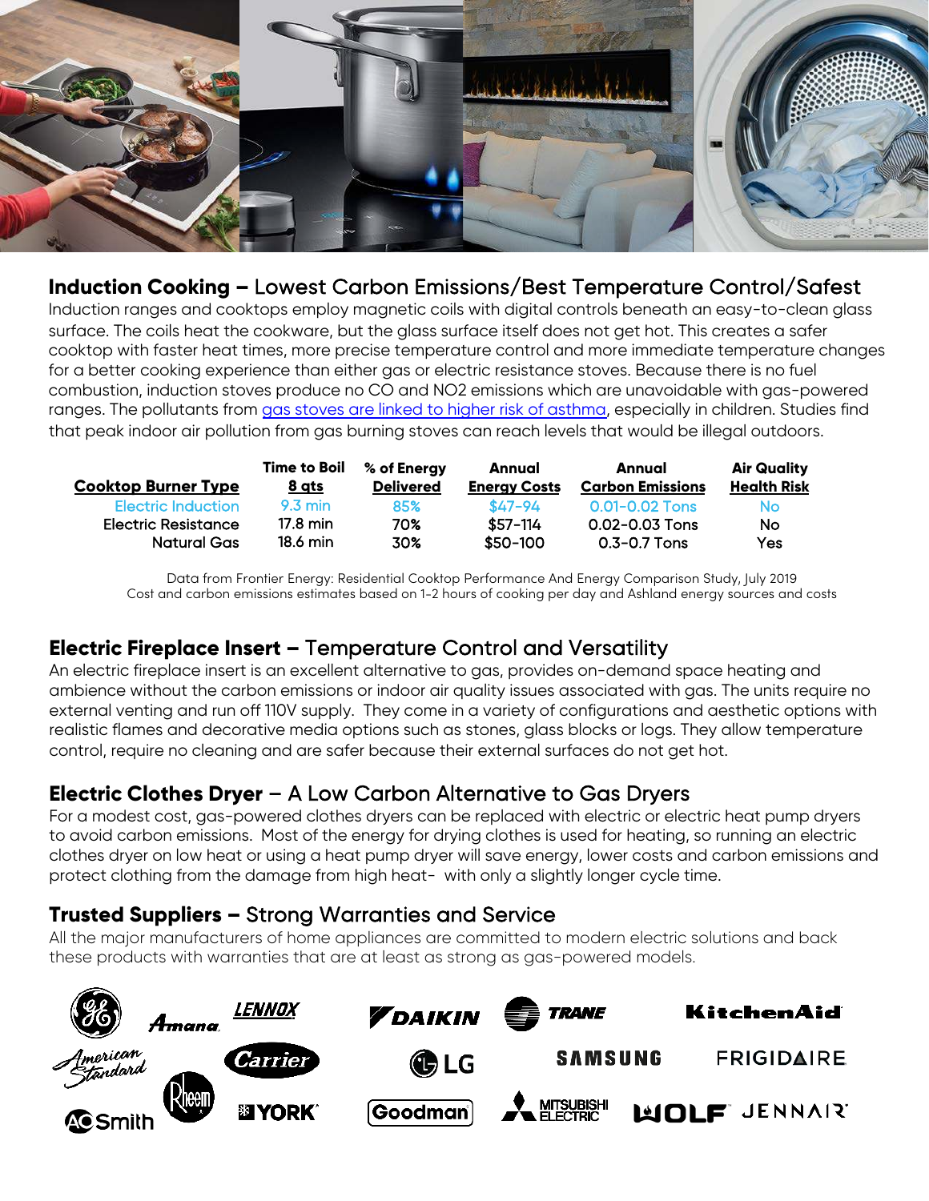## **Induction Cooking –** Lowest Carbon Emissions/Best Temperature Control/Safest

Induction ranges and cooktops employ magnetic coils with digital controls beneath an easy-to-clean glass surface. The coils heat the cookware, but the glass surface itself does not get hot. This creates a safer cooktop with faster heat times, more precise temperature control and more immediate temperature changes for a better cooking experience than either gas or electric resistance stoves. Because there is no fuel combustion, induction stoves produce no CO and NO2 emissions which are unavoidable with gas-powered ranges. The pollutants from gas stoves are linked to higher risk of asthma, especially in children. Studies find that peak indoor air pollution from gas burning stoves can reach levels that would be illegal outdoors.

| Cooktop Burner Type | Time to Boil 8 qts | % of Energy Delivered | Annual Energy Costs | Annual Carbon Emissions | Air Quality Health Risk |
|---|---|---|---|---|---|
| Electric Induction | 9.3 min | 85% | $47-94 | 0.01-0.02 Tons | No |
| Electric Resistance | 17.8 min | 70% | $57-114 | 0.02-0.03 Tons | No |
| Natural Gas | 18.6 min | 30% | $50-100 | 0.3-0.7 Tons | Yes |

Data from Frontier Energy: Residential Cooktop Performance And Energy Comparison Study, July 2019
Cost and carbon emissions estimates based on 1-2 hours of cooking per day and Ashland energy sources and costs

## **Electric Fireplace Insert –** Temperature Control and Versatility

An electric fireplace insert is an excellent alternative to gas, provides on-demand space heating and ambience without the carbon emissions or indoor air quality issues associated with gas. The units require no external venting and run off 110V supply. They come in a variety of configurations and aesthetic options with realistic flames and decorative media options such as stones, glass blocks or logs. They allow temperature control, require no cleaning and are safer because their external surfaces do not get hot.

## **Electric Clothes Dryer** – A Low Carbon Alternative to Gas Dryers

For a modest cost, gas-powered clothes dryers can be replaced with electric or electric heat pump dryers to avoid carbon emissions. Most of the energy for drying clothes is used for heating, so running an electric clothes dryer on low heat or using a heat pump dryer will save energy, lower costs and carbon emissions and protect clothing from the damage from high heat- with only a slightly longer cycle time.

## **Trusted Suppliers –** Strong Warranties and Service

All the major manufacturers of home appliances are committed to modern electric solutions and back these products with warranties that are at least as strong as gas-powered models.